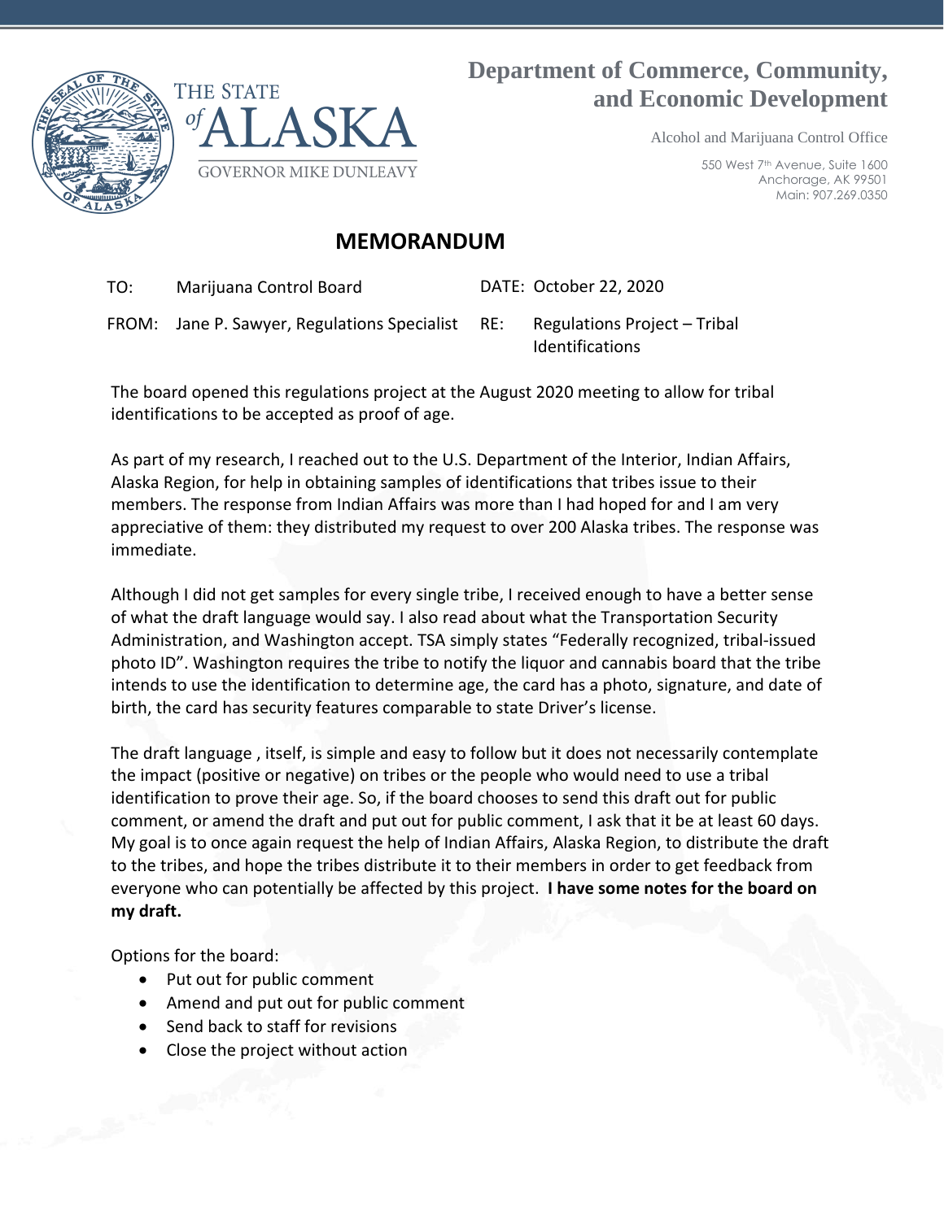**Department of Commerce, Community, and Economic Development**

Alcohol and Marijuana Control Office

550 West 7th Avenue, Suite 1600
Anchorage, AK 99501
Main: 907.269.0350

THE STATE of ALASKA
GOVERNOR MIKE DUNLEAVY

# MEMORANDUM

TO: Marijuana Control Board

DATE: October 22, 2020

FROM: Jane P. Sawyer, Regulations Specialist

RE: Regulations Project – Tribal Identifications

The board opened this regulations project at the August 2020 meeting to allow for tribal identifications to be accepted as proof of age.

As part of my research, I reached out to the U.S. Department of the Interior, Indian Affairs, Alaska Region, for help in obtaining samples of identifications that tribes issue to their members. The response from Indian Affairs was more than I had hoped for and I am very appreciative of them: they distributed my request to over 200 Alaska tribes. The response was immediate.

Although I did not get samples for every single tribe, I received enough to have a better sense of what the draft language would say. I also read about what the Transportation Security Administration, and Washington accept. TSA simply states "Federally recognized, tribal-issued photo ID". Washington requires the tribe to notify the liquor and cannabis board that the tribe intends to use the identification to determine age, the card has a photo, signature, and date of birth, the card has security features comparable to state Driver's license.

The draft language , itself, is simple and easy to follow but it does not necessarily contemplate the impact (positive or negative) on tribes or the people who would need to use a tribal identification to prove their age. So, if the board chooses to send this draft out for public comment, or amend the draft and put out for public comment, I ask that it be at least 60 days. My goal is to once again request the help of Indian Affairs, Alaska Region, to distribute the draft to the tribes, and hope the tribes distribute it to their members in order to get feedback from everyone who can potentially be affected by this project. **I have some notes for the board on my draft.**

Options for the board:

- Put out for public comment
- Amend and put out for public comment
- Send back to staff for revisions
- Close the project without action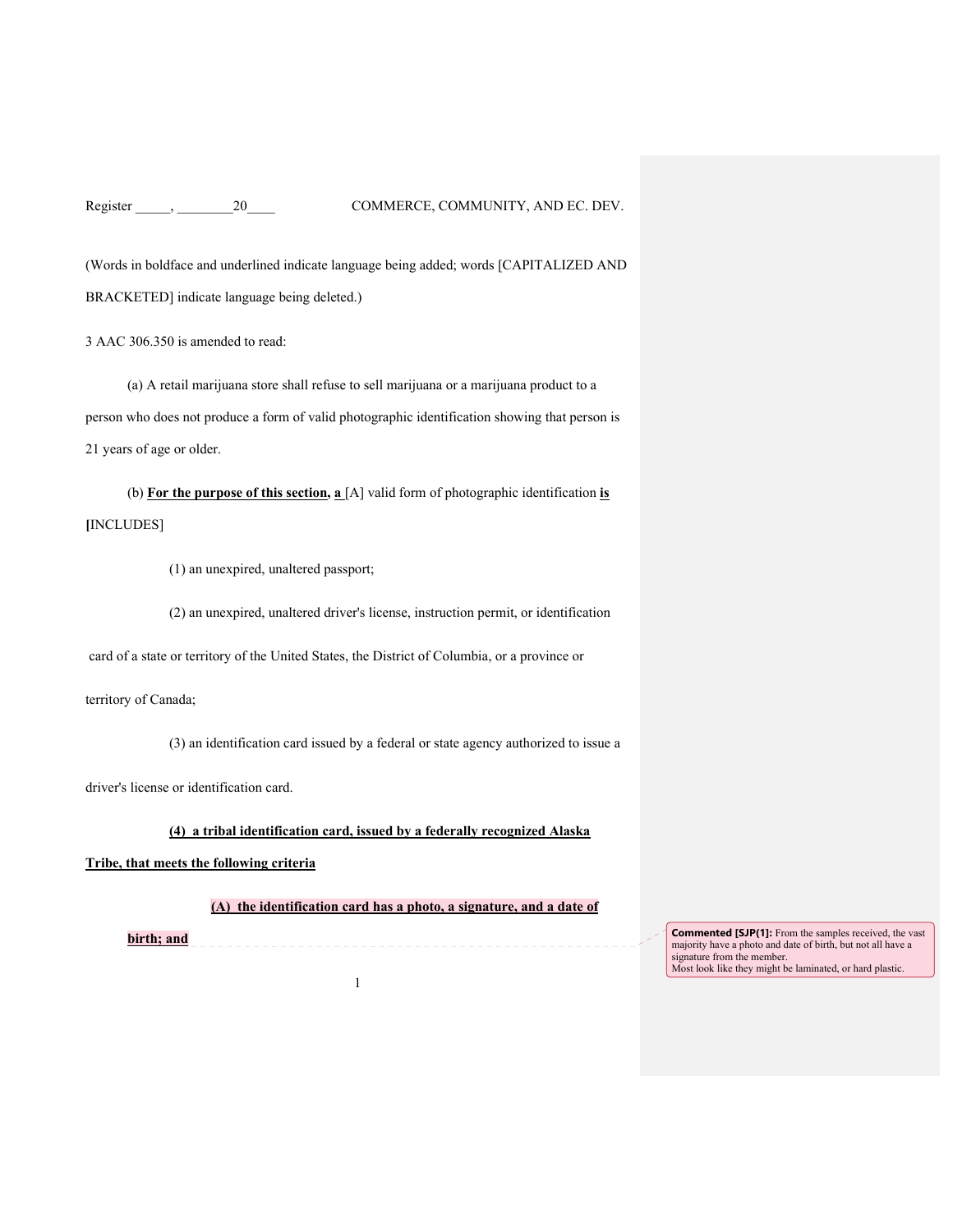(Words in boldface and underlined indicate language being added; words [CAPITALIZED AND BRACKETED] indicate language being deleted.)

3 AAC 306.350 is amended to read:

(a) A retail marijuana store shall refuse to sell marijuana or a marijuana product to a person who does not produce a form of valid photographic identification showing that person is 21 years of age or older.

(b) **<u>For the purpose of this section, a</u>** [A] valid form of photographic identification **<u>is</u>** [INCLUDES]

(1) an unexpired, unaltered passport;

(2) an unexpired, unaltered driver's license, instruction permit, or identification card of a state or territory of the United States, the District of Columbia, or a province or territory of Canada;

(3) an identification card issued by a federal or state agency authorized to issue a driver's license or identification card.

**<u>(4) a tribal identification card, issued by a federally recognized Alaska Tribe, that meets the following criteria</u>**

**<u>(A) the identification card has a photo, a signature, and a date of birth; and</u>**

**Commented [SJP(1]:** From the samples received, the vast majority have a photo and date of birth, but not all have a signature from the member.
Most look like they might be laminated, or hard plastic.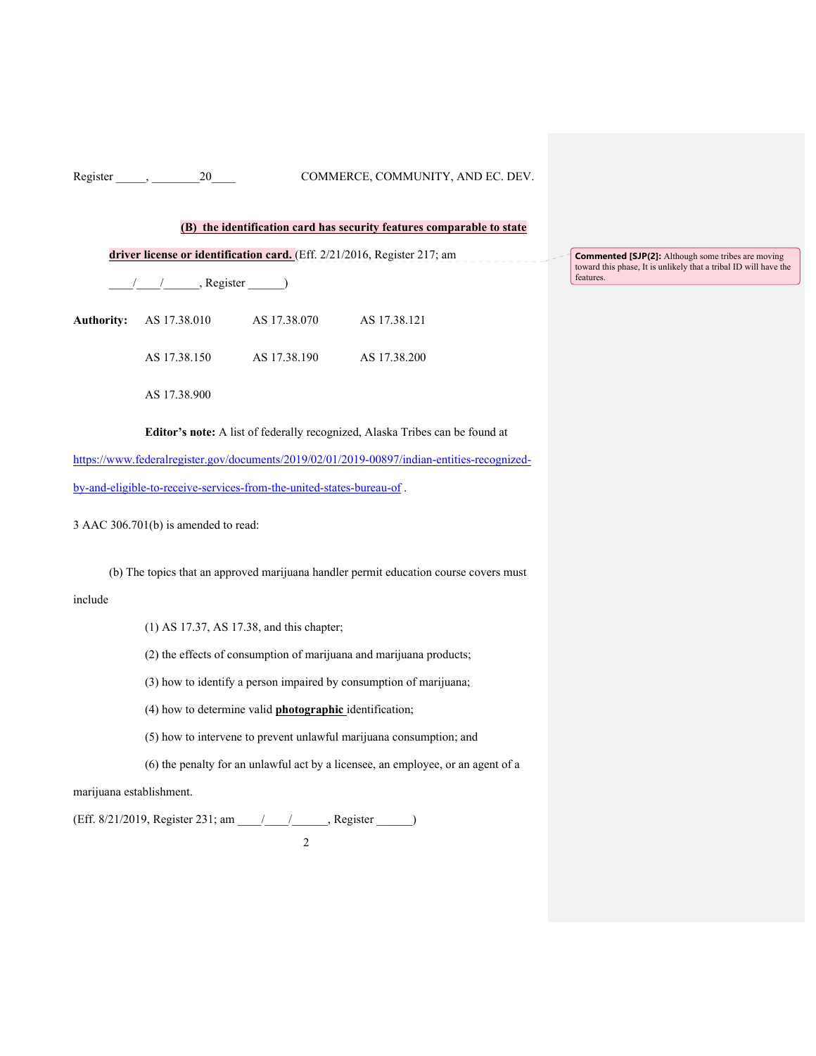**(B) the identification card has security features comparable to state driver license or identification card.** (Eff. 2/21/2016, Register 217; am \_\_\_\_/\_\_\_\_/\_\_\_\_\_\_, Register \_\_\_\_\_\_)

> **Commented [SJP(2]:** Although some tribes are moving toward this phase, It is unlikely that a tribal ID will have the features.

| **Authority:** | AS 17.38.010 | AS 17.38.070 | AS 17.38.121 |
|---|---|---|---|
| | AS 17.38.150 | AS 17.38.190 | AS 17.38.200 |
| | AS 17.38.900 | | |

**Editor's note:** A list of federally recognized, Alaska Tribes can be found at [https://www.federalregister.gov/documents/2019/02/01/2019-00897/indian-entities-recognized-by-and-eligible-to-receive-services-from-the-united-states-bureau-of](https://www.federalregister.gov/documents/2019/02/01/2019-00897/indian-entities-recognized-by-and-eligible-to-receive-services-from-the-united-states-bureau-of) .

3 AAC 306.701(b) is amended to read:

(b) The topics that an approved marijuana handler permit education course covers must include

(1) AS 17.37, AS 17.38, and this chapter;

(2) the effects of consumption of marijuana and marijuana products;

(3) how to identify a person impaired by consumption of marijuana;

(4) how to determine valid **photographic** identification;

(5) how to intervene to prevent unlawful marijuana consumption; and

(6) the penalty for an unlawful act by a licensee, an employee, or an agent of a marijuana establishment.

(Eff. 8/21/2019, Register 231; am \_\_\_\_/\_\_\_\_/\_\_\_\_\_\_, Register \_\_\_\_\_\_)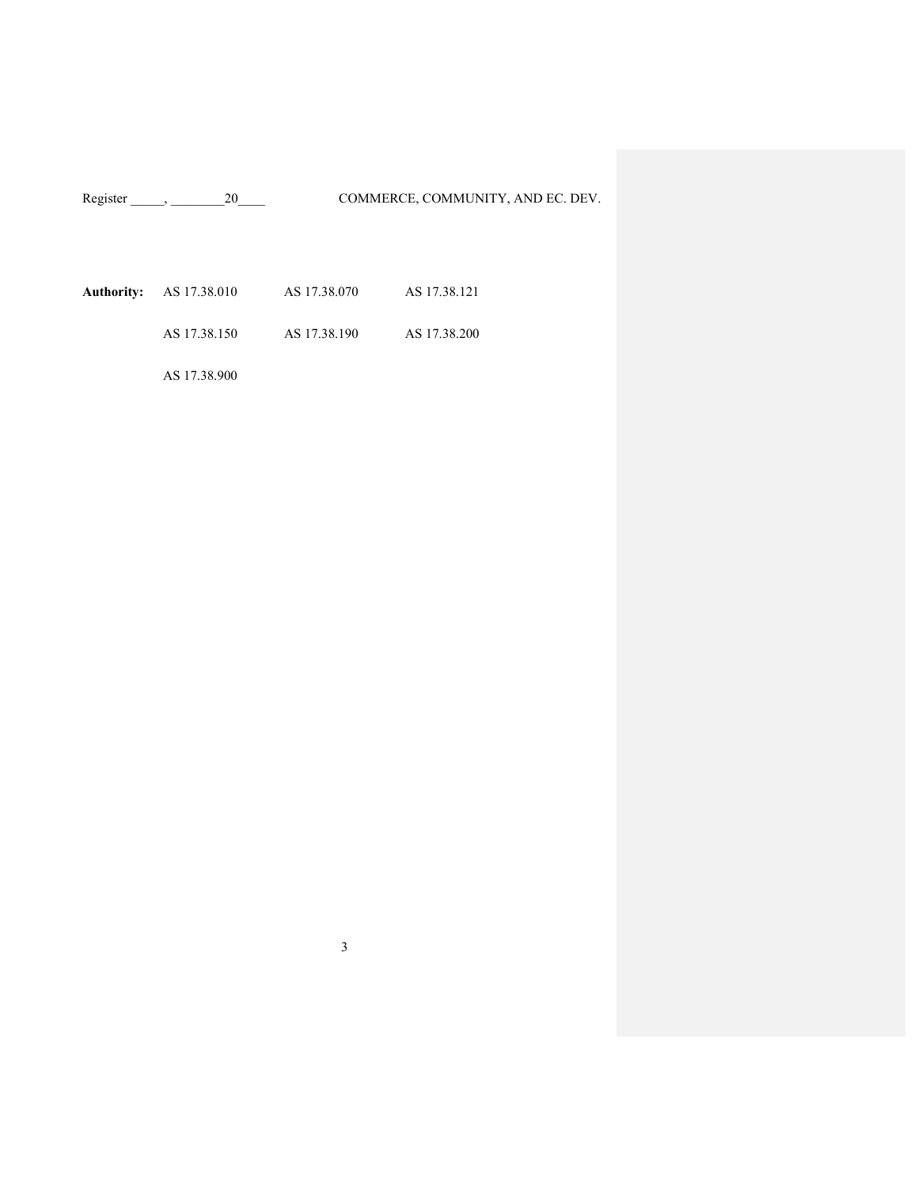**Authority:** AS 17.38.010 AS 17.38.070 AS 17.38.121

AS 17.38.150 AS 17.38.190 AS 17.38.200

AS 17.38.900